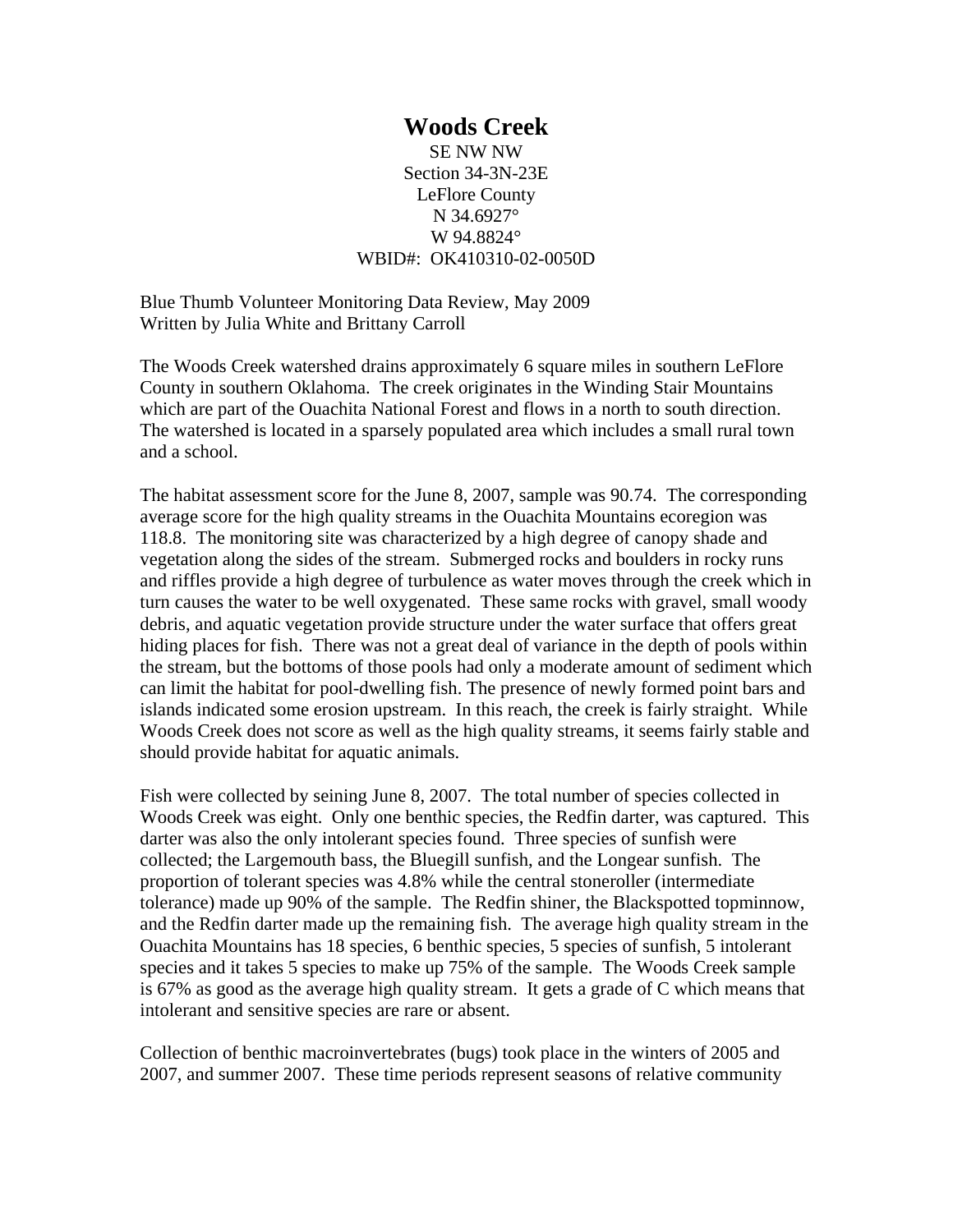# Woods Creek

SE NW NW
Section 34-3N-23E
LeFlore County
N 34.6927°
W 94.8824°
WBID#: OK410310-02-0050D

Blue Thumb Volunteer Monitoring Data Review, May 2009
Written by Julia White and Brittany Carroll

The Woods Creek watershed drains approximately 6 square miles in southern LeFlore County in southern Oklahoma. The creek originates in the Winding Stair Mountains which are part of the Ouachita National Forest and flows in a north to south direction. The watershed is located in a sparsely populated area which includes a small rural town and a school.

The habitat assessment score for the June 8, 2007, sample was 90.74. The corresponding average score for the high quality streams in the Ouachita Mountains ecoregion was 118.8. The monitoring site was characterized by a high degree of canopy shade and vegetation along the sides of the stream. Submerged rocks and boulders in rocky runs and riffles provide a high degree of turbulence as water moves through the creek which in turn causes the water to be well oxygenated. These same rocks with gravel, small woody debris, and aquatic vegetation provide structure under the water surface that offers great hiding places for fish. There was not a great deal of variance in the depth of pools within the stream, but the bottoms of those pools had only a moderate amount of sediment which can limit the habitat for pool-dwelling fish. The presence of newly formed point bars and islands indicated some erosion upstream. In this reach, the creek is fairly straight. While Woods Creek does not score as well as the high quality streams, it seems fairly stable and should provide habitat for aquatic animals.

Fish were collected by seining June 8, 2007. The total number of species collected in Woods Creek was eight. Only one benthic species, the Redfin darter, was captured. This darter was also the only intolerant species found. Three species of sunfish were collected; the Largemouth bass, the Bluegill sunfish, and the Longear sunfish. The proportion of tolerant species was 4.8% while the central stoneroller (intermediate tolerance) made up 90% of the sample. The Redfin shiner, the Blackspotted topminnow, and the Redfin darter made up the remaining fish. The average high quality stream in the Ouachita Mountains has 18 species, 6 benthic species, 5 species of sunfish, 5 intolerant species and it takes 5 species to make up 75% of the sample. The Woods Creek sample is 67% as good as the average high quality stream. It gets a grade of C which means that intolerant and sensitive species are rare or absent.

Collection of benthic macroinvertebrates (bugs) took place in the winters of 2005 and 2007, and summer 2007. These time periods represent seasons of relative community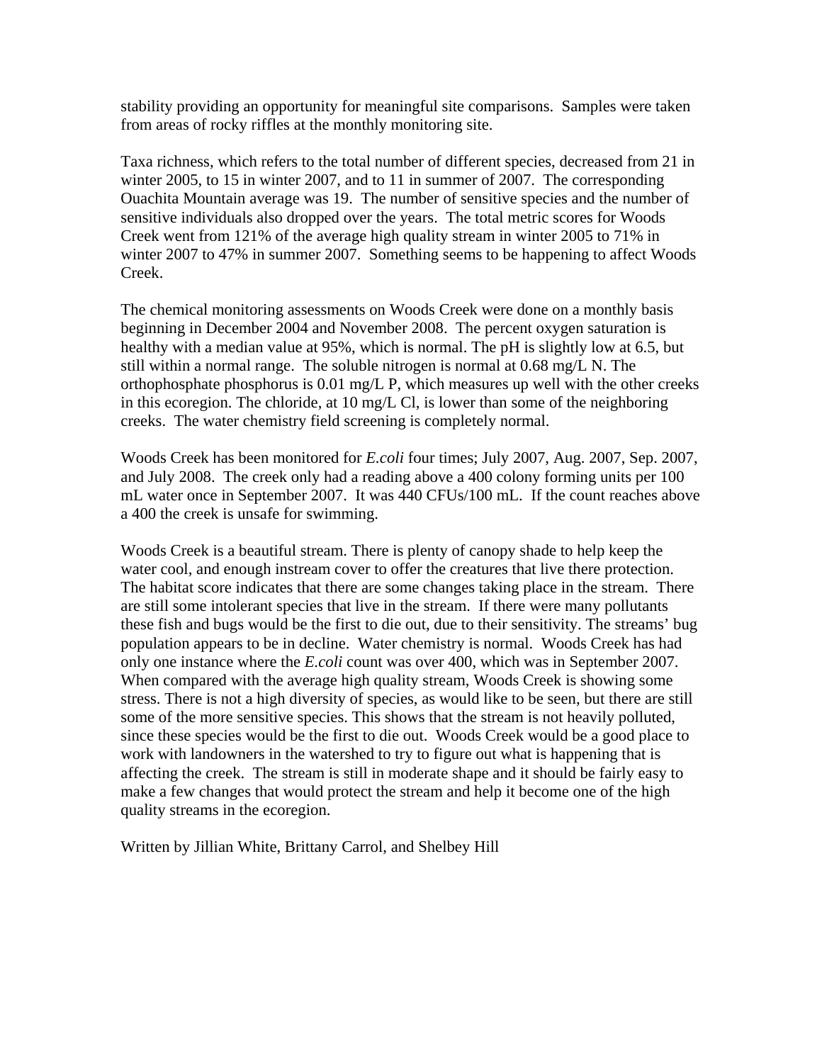stability providing an opportunity for meaningful site comparisons. Samples were taken from areas of rocky riffles at the monthly monitoring site.

Taxa richness, which refers to the total number of different species, decreased from 21 in winter 2005, to 15 in winter 2007, and to 11 in summer of 2007. The corresponding Ouachita Mountain average was 19. The number of sensitive species and the number of sensitive individuals also dropped over the years. The total metric scores for Woods Creek went from 121% of the average high quality stream in winter 2005 to 71% in winter 2007 to 47% in summer 2007. Something seems to be happening to affect Woods Creek.

The chemical monitoring assessments on Woods Creek were done on a monthly basis beginning in December 2004 and November 2008. The percent oxygen saturation is healthy with a median value at 95%, which is normal. The pH is slightly low at 6.5, but still within a normal range. The soluble nitrogen is normal at 0.68 mg/L N. The orthophosphate phosphorus is 0.01 mg/L P, which measures up well with the other creeks in this ecoregion. The chloride, at 10 mg/L Cl, is lower than some of the neighboring creeks. The water chemistry field screening is completely normal.

Woods Creek has been monitored for *E.coli* four times; July 2007, Aug. 2007, Sep. 2007, and July 2008. The creek only had a reading above a 400 colony forming units per 100 mL water once in September 2007. It was 440 CFUs/100 mL. If the count reaches above a 400 the creek is unsafe for swimming.

Woods Creek is a beautiful stream. There is plenty of canopy shade to help keep the water cool, and enough instream cover to offer the creatures that live there protection. The habitat score indicates that there are some changes taking place in the stream. There are still some intolerant species that live in the stream. If there were many pollutants these fish and bugs would be the first to die out, due to their sensitivity. The streams' bug population appears to be in decline. Water chemistry is normal. Woods Creek has had only one instance where the *E.coli* count was over 400, which was in September 2007. When compared with the average high quality stream, Woods Creek is showing some stress. There is not a high diversity of species, as would like to be seen, but there are still some of the more sensitive species. This shows that the stream is not heavily polluted, since these species would be the first to die out. Woods Creek would be a good place to work with landowners in the watershed to try to figure out what is happening that is affecting the creek. The stream is still in moderate shape and it should be fairly easy to make a few changes that would protect the stream and help it become one of the high quality streams in the ecoregion.

Written by Jillian White, Brittany Carrol, and Shelbey Hill